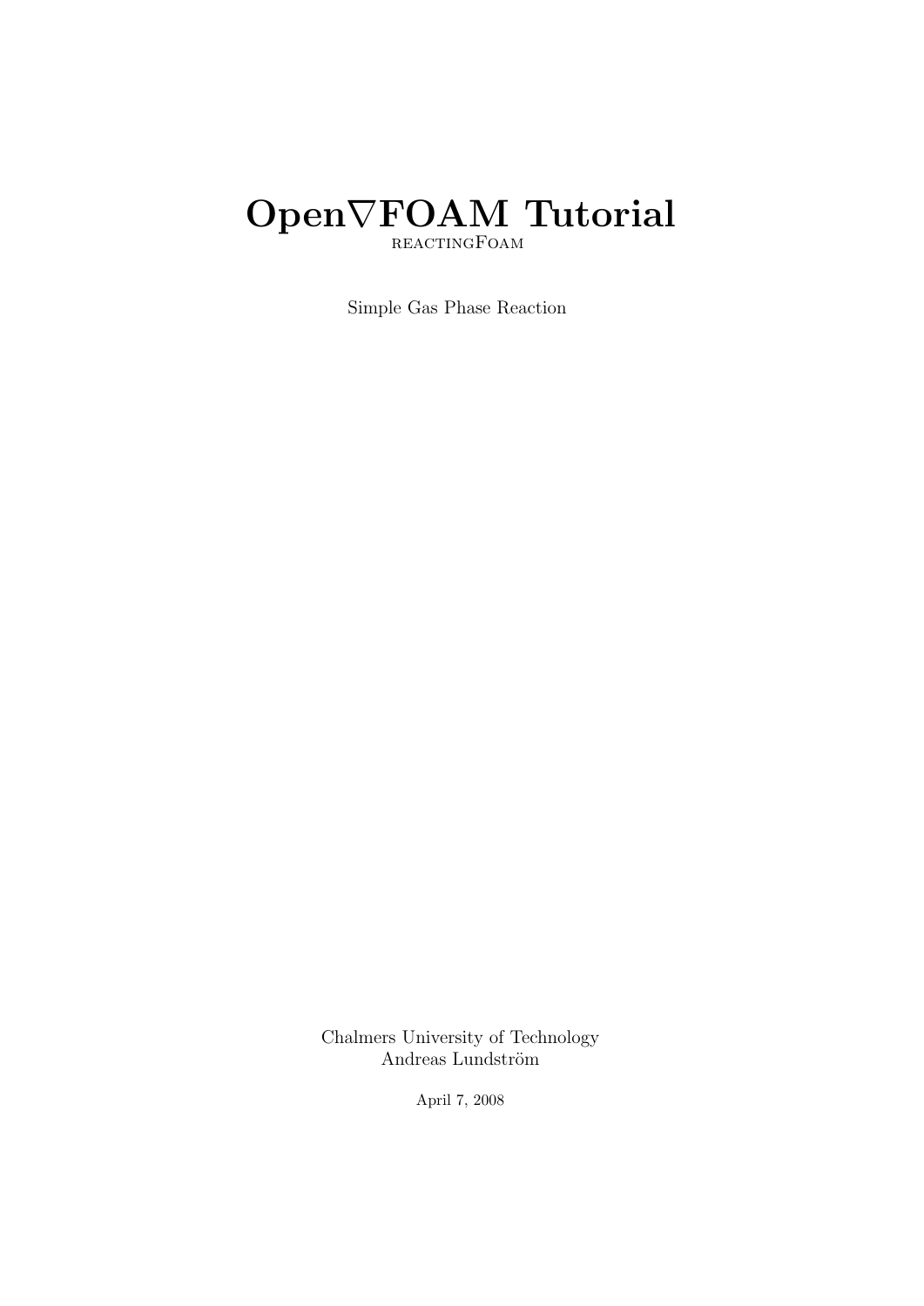# Open∇FOAM Tutorial

reactingFoam

Simple Gas Phase Reaction

Chalmers University of Technology
Andreas Lundström

April 7, 2008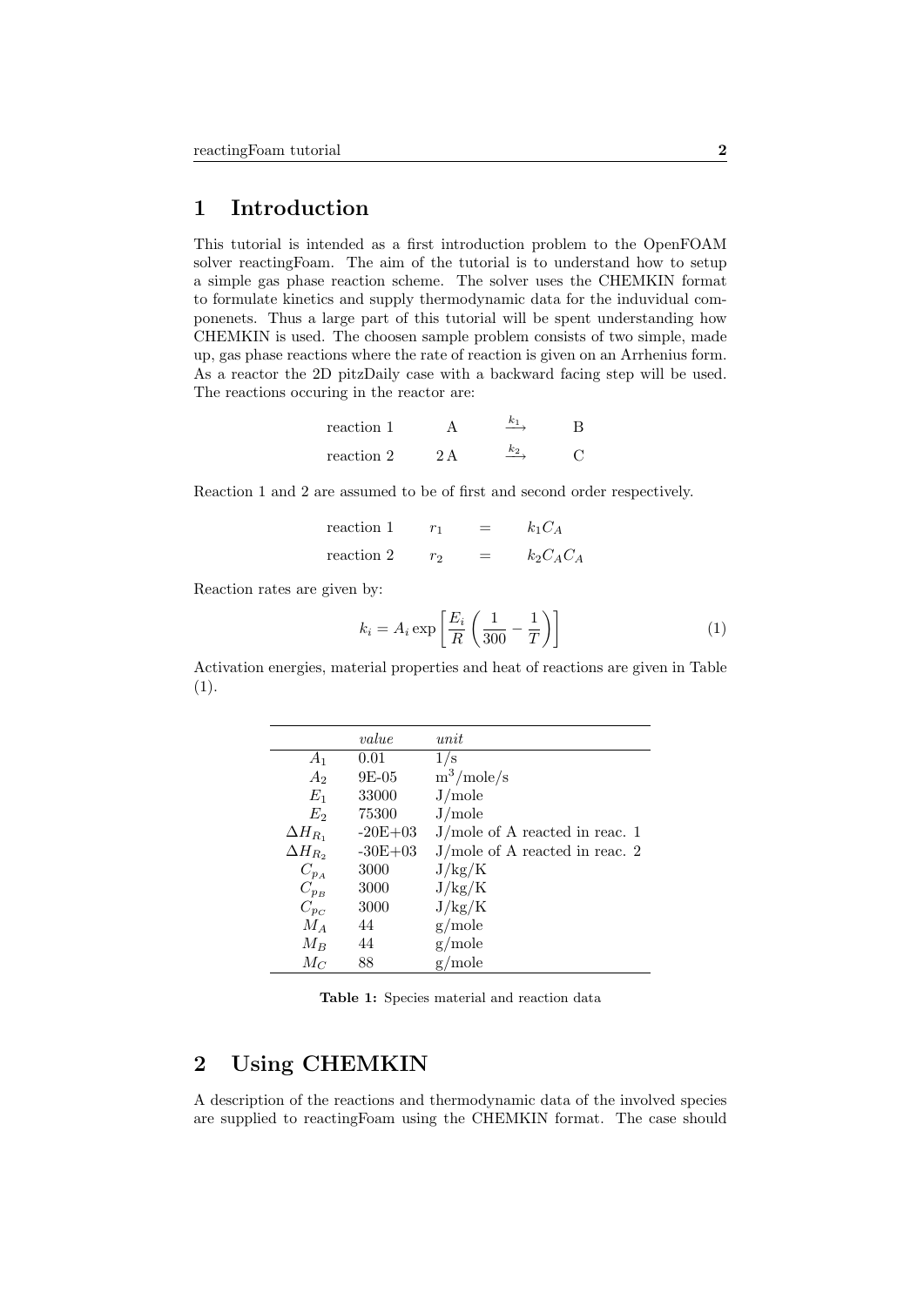# 1 Introduction

This tutorial is intended as a first introduction problem to the OpenFOAM solver reactingFoam. The aim of the tutorial is to understand how to setup a simple gas phase reaction scheme. The solver uses the CHEMKIN format to formulate kinetics and supply thermodynamic data for the induvidual componenets. Thus a large part of this tutorial will be spent understanding how CHEMKIN is used. The choosen sample problem consists of two simple, made up, gas phase reactions where the rate of reaction is given on an Arrhenius form. As a reactor the 2D pitzDaily case with a backward facing step will be used. The reactions occuring in the reactor are:

$$
\begin{array}{lccc}
\text{reaction 1} & \text{A} & \xrightarrow{k_1} & \text{B} \\
\text{reaction 2} & 2\,\text{A} & \xrightarrow{k_2} & \text{C}
\end{array}
$$

Reaction 1 and 2 are assumed to be of first and second order respectively.

$$
\begin{array}{lccc}
\text{reaction 1} & r_1 & = & k_1 C_A \\
\text{reaction 2} & r_2 & = & k_2 C_A C_A
\end{array}
$$

Reaction rates are given by:

$$
k_i = A_i \exp\left[\frac{E_i}{R}\left(\frac{1}{300} - \frac{1}{T}\right)\right] \tag{1}
$$

Activation energies, material properties and heat of reactions are given in Table (1).

| | *value* | *unit* |
|---|---|---|
| $A_1$ | 0.01 | 1/s |
| $A_2$ | 9E-05 | $\text{m}^3$/mole/s |
| $E_1$ | 33000 | J/mole |
| $E_2$ | 75300 | J/mole |
| $\Delta H_{R_1}$ | -20E+03 | J/mole of A reacted in reac. 1 |
| $\Delta H_{R_2}$ | -30E+03 | J/mole of A reacted in reac. 2 |
| $C_{p_A}$ | 3000 | J/kg/K |
| $C_{p_B}$ | 3000 | J/kg/K |
| $C_{p_C}$ | 3000 | J/kg/K |
| $M_A$ | 44 | g/mole |
| $M_B$ | 44 | g/mole |
| $M_C$ | 88 | g/mole |

**Table 1:** Species material and reaction data

# 2 Using CHEMKIN

A description of the reactions and thermodynamic data of the involved species are supplied to reactingFoam using the CHEMKIN format. The case should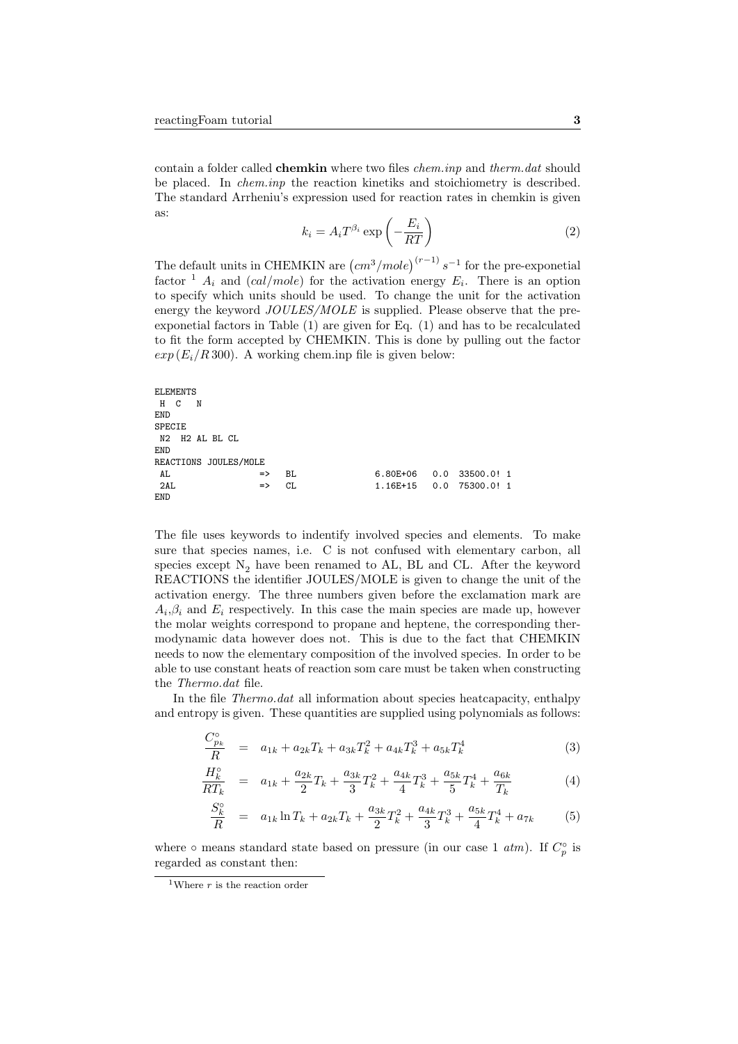contain a folder called **chemkin** where two files *chem.inp* and *therm.dat* should be placed. In *chem.inp* the reaction kinetiks and stoichiometry is described. The standard Arrheniu's expression used for reaction rates in chemkin is given as:

$$k_i = A_i T^{\beta_i} \exp\left(-\frac{E_i}{RT}\right) \tag{2}$$

The default units in CHEMKIN are $\left(cm^3/mole\right)^{(r-1)} s^{-1}$ for the pre-exponetial factor [1] $A_i$ and $(cal/mole)$ for the activation energy $E_i$. There is an option to specify which units should be used. To change the unit for the activation energy the keyword *JOULES/MOLE* is supplied. Please observe that the pre-exponetial factors in Table (1) are given for Eq. (1) and has to be recalculated to fit the form accepted by CHEMKIN. This is done by pulling out the factor $exp\left(E_i/R\,300\right)$. A working chem.inp file is given below:

```
ELEMENTS
 H  C   N
END
SPECIE
 N2  H2 AL BL CL
END
REACTIONS JOULES/MOLE
 AL                =>   BL              6.80E+06   0.0  33500.0! 1
 2AL               =>   CL              1.16E+15   0.0  75300.0! 1
END
```

The file uses keywords to indentify involved species and elements. To make sure that species names, i.e. C is not confused with elementary carbon, all species except $N_2$ have been renamed to AL, BL and CL. After the keyword REACTIONS the identifier JOULES/MOLE is given to change the unit of the activation energy. The three numbers given before the exclamation mark are $A_i$,$\beta_i$ and $E_i$ respectively. In this case the main species are made up, however the molar weights correspond to propane and heptene, the corresponding thermodynamic data however does not. This is due to the fact that CHEMKIN needs to now the elementary composition of the involved species. In order to be able to use constant heats of reaction som care must be taken when constructing the *Thermo.dat* file.

In the file *Thermo.dat* all information about species heatcapacity, enthalpy and entropy is given. These quantities are supplied using polynomials as follows:

$$\frac{C^\circ_{p_k}}{R} = a_{1k} + a_{2k}T_k + a_{3k}T_k^2 + a_{4k}T_k^3 + a_{5k}T_k^4 \tag{3}$$

$$\frac{H^\circ_k}{RT_k} = a_{1k} + \frac{a_{2k}}{2}T_k + \frac{a_{3k}}{3}T_k^2 + \frac{a_{4k}}{4}T_k^3 + \frac{a_{5k}}{5}T_k^4 + \frac{a_{6k}}{T_k} \tag{4}$$

$$\frac{S^\circ_k}{R} = a_{1k}\ln T_k + a_{2k}T_k + \frac{a_{3k}}{2}T_k^2 + \frac{a_{4k}}{3}T_k^3 + \frac{a_{5k}}{4}T_k^4 + a_{7k} \tag{5}$$

where $\circ$ means standard state based on pressure (in our case 1 $atm$). If $C^\circ_p$ is regarded as constant then:

[1] Where $r$ is the reaction order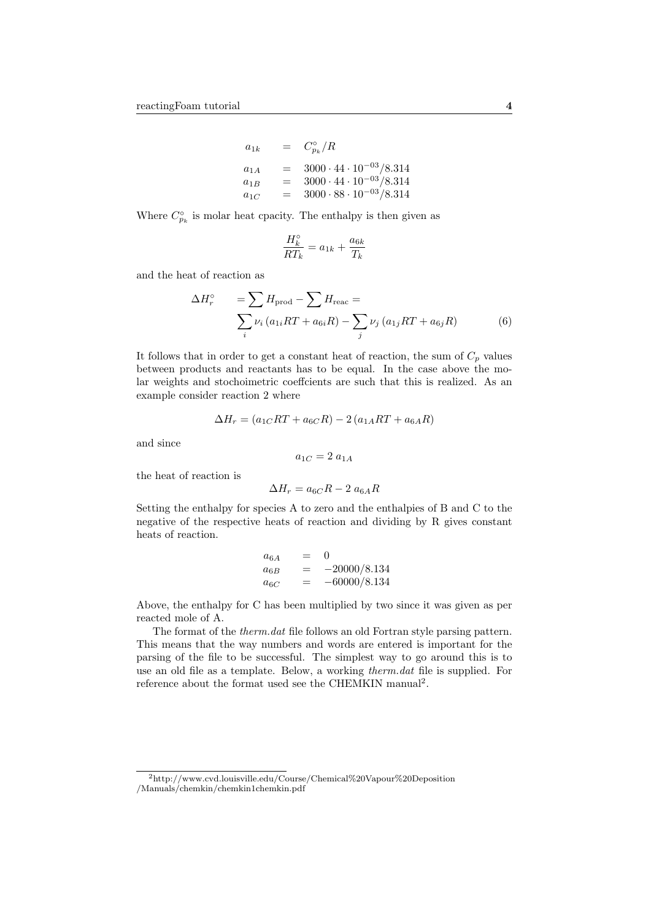$$
\begin{aligned}
a_{1k} &= C^{\circ}_{p_k}/R \\
a_{1A} &= 3000 \cdot 44 \cdot 10^{-03}/8.314 \\
a_{1B} &= 3000 \cdot 44 \cdot 10^{-03}/8.314 \\
a_{1C} &= 3000 \cdot 88 \cdot 10^{-03}/8.314
\end{aligned}
$$

Where $C^{\circ}_{p_k}$ is molar heat cpacity. The enthalpy is then given as

$$
\frac{H^{\circ}_k}{RT_k} = a_{1k} + \frac{a_{6k}}{T_k}
$$

and the heat of reaction as

$$
\begin{aligned}
\Delta H^{\circ}_r \quad &= \sum H_{\text{prod}} - \sum H_{\text{reac}} = \\
&\sum_i \nu_i \left(a_{1i}RT + a_{6i}R\right) - \sum_j \nu_j \left(a_{1j}RT + a_{6j}R\right)
\end{aligned} \tag{6}
$$

It follows that in order to get a constant heat of reaction, the sum of $C_p$ values between products and reactants has to be equal. In the case above the molar weights and stochoimetric coeffcients are such that this is realized. As an example consider reaction 2 where

$$
\Delta H_r = \left(a_{1C}RT + a_{6C}R\right) - 2\left(a_{1A}RT + a_{6A}R\right)
$$

and since

$$
a_{1C} = 2\, a_{1A}
$$

the heat of reaction is

$$
\Delta H_r = a_{6C}R - 2\, a_{6A}R
$$

Setting the enthalpy for species A to zero and the enthalpies of B and C to the negative of the respective heats of reaction and dividing by R gives constant heats of reaction.

$$
\begin{aligned}
a_{6A} &= 0 \\
a_{6B} &= -20000/8.134 \\
a_{6C} &= -60000/8.134
\end{aligned}
$$

Above, the enthalpy for C has been multiplied by two since it was given as per reacted mole of A.

The format of the *therm.dat* file follows an old Fortran style parsing pattern. This means that the way numbers and words are entered is important for the parsing of the file to be successful. The simplest way to go around this is to use an old file as a template. Below, a working *therm.dat* file is supplied. For reference about the format used see the CHEMKIN manual[2].

[2] http://www.cvd.louisville.edu/Course/Chemical%20Vapour%20Deposition/Manuals/chemkin/chemkin1chemkin.pdf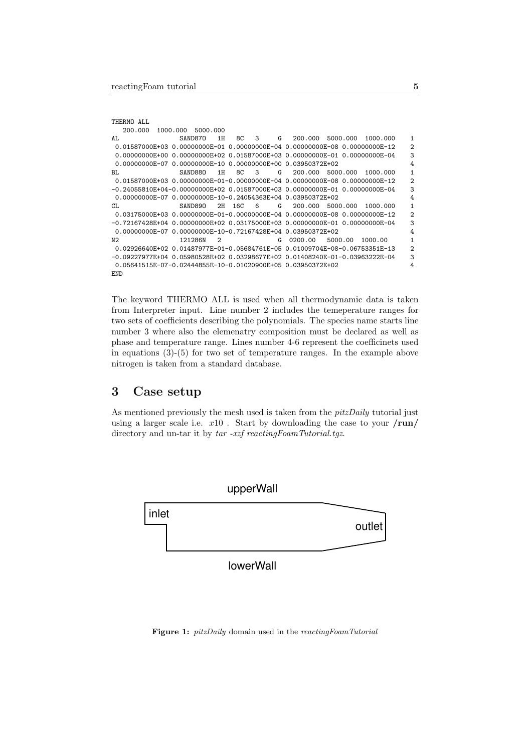```
THERMO ALL
   200.000  1000.000  5000.000
AL               SAND87O   1H   8C   3    G   200.000  5000.000  1000.000     1
 0.01587000E+03 0.00000000E-01 0.00000000E-04 0.00000000E-08 0.00000000E-12    2
 0.00000000E+00 0.00000000E+02 0.01587000E+03 0.00000000E-01 0.00000000E-04    3
 0.00000000E-07 0.00000000E-10 0.00000000E+00 0.03950372E+02                   4
BL               SAND88O   1H   8C   3    G   200.000  5000.000  1000.000     1
 0.01587000E+03 0.00000000E-01-0.00000000E-04 0.00000000E-08 0.00000000E-12    2
-0.24055810E+04-0.00000000E+02 0.01587000E+03 0.00000000E-01 0.00000000E-04    3
 0.00000000E-07 0.00000000E-10-0.24054363E+04 0.03950372E+02                   4
CL               SAND89O   2H  16C   6    G   200.000  5000.000  1000.000     1
 0.03175000E+03 0.00000000E-01-0.00000000E-04 0.00000000E-08 0.00000000E-12    2
-0.72167428E+04 0.00000000E+02 0.03175000E+03 0.00000000E-01 0.00000000E-04    3
 0.00000000E-07 0.00000000E-10-0.72167428E+04 0.03950372E+02                   4
N2               121286N   2              G  0200.00    5000.00  1000.00      1
 0.02926640E+02 0.01487977E-01-0.05684761E-05 0.01009704E-08-0.06753351E-13    2
-0.09227977E+04 0.05980528E+02 0.03298677E+02 0.01408240E-01-0.03963222E-04    3
 0.05641515E-07-0.02444855E-10-0.01020900E+05 0.03950372E+02                   4
END
```

The keyword THERMO ALL is used when all thermodynamic data is taken from Interpreter input. Line number 2 includes the temeperature ranges for two sets of coefficients describing the polynomials. The species name starts line number 3 where also the elemenatry composition must be declared as well as phase and temperature range. Lines number 4-6 represent the coefficinets used in equations (3)-(5) for two set of temperature ranges. In the example above nitrogen is taken from a standard database.

## 3 Case setup

As mentioned previously the mesh used is taken from the *pitzDaily* tutorial just using a larger scale i.e. $x10$ . Start by downloading the case to your **/run/** directory and un-tar it by *tar -xzf reactingFoamTutorial.tgz*.

upperWall

inlet

outlet

lowerWall

**Figure 1:** *pitzDaily* domain used in the *reactingFoamTutorial*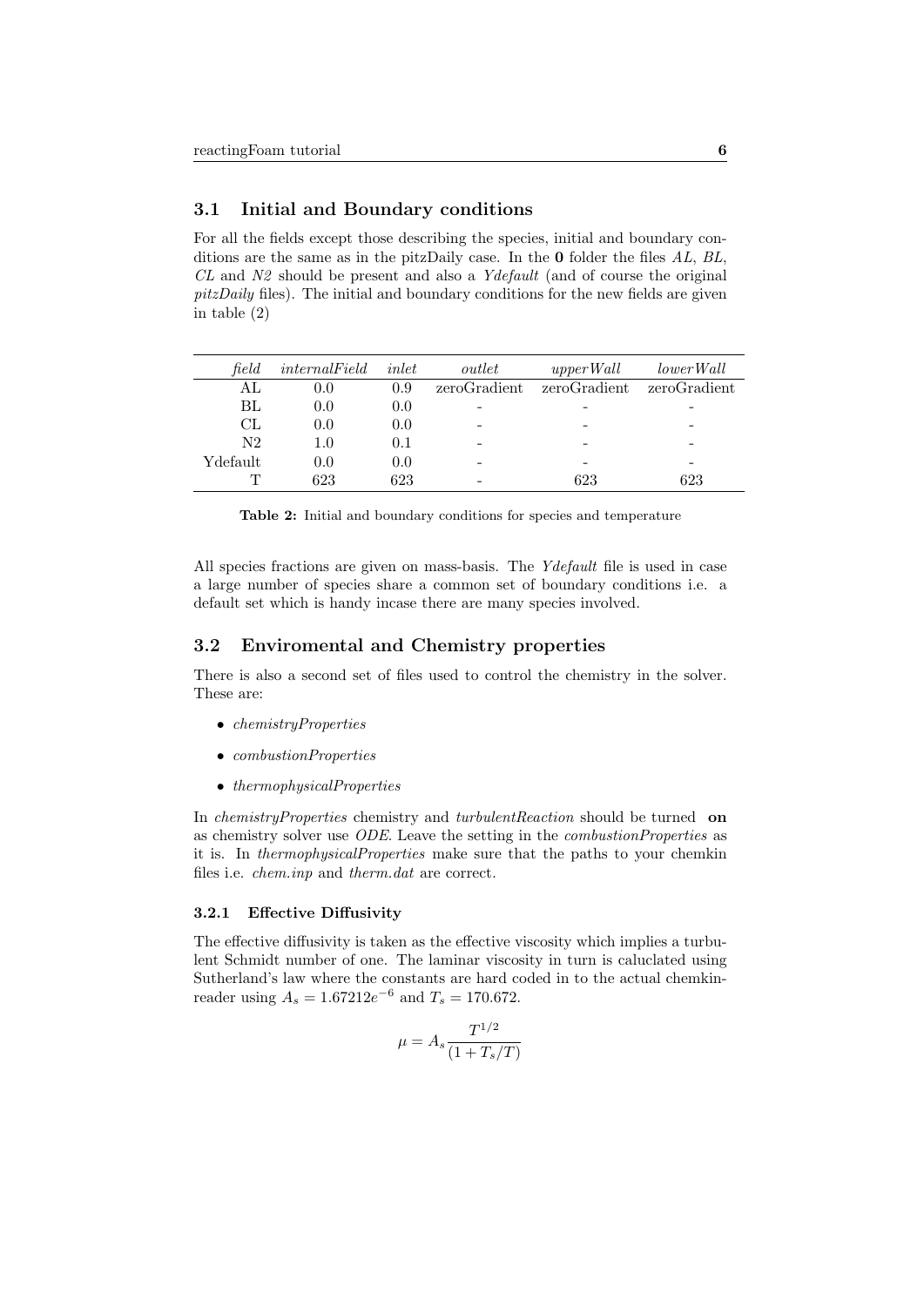### 3.1 Initial and Boundary conditions

For all the fields except those describing the species, initial and boundary conditions are the same as in the pitzDaily case. In the **0** folder the files *AL*, *BL*, *CL* and *N2* should be present and also a *Ydefault* (and of course the original *pitzDaily* files). The initial and boundary conditions for the new fields are given in table (2)

| *field* | *internalField* | *inlet* | *outlet* | *upperWall* | *lowerWall* |
|---|---|---|---|---|---|
| AL | 0.0 | 0.9 | zeroGradient | zeroGradient | zeroGradient |
| BL | 0.0 | 0.0 | - | - | - |
| CL | 0.0 | 0.0 | - | - | - |
| N2 | 1.0 | 0.1 | - | - | - |
| Ydefault | 0.0 | 0.0 | - | - | - |
| T | 623 | 623 | - | 623 | 623 |

**Table 2:** Initial and boundary conditions for species and temperature

All species fractions are given on mass-basis. The *Ydefault* file is used in case a large number of species share a common set of boundary conditions i.e. a default set which is handy incase there are many species involved.

### 3.2 Enviromental and Chemistry properties

There is also a second set of files used to control the chemistry in the solver. These are:

- *chemistryProperties*
- *combustionProperties*
- *thermophysicalProperties*

In *chemistryProperties* chemistry and *turbulentReaction* should be turned **on** as chemistry solver use *ODE*. Leave the setting in the *combustionProperties* as it is. In *thermophysicalProperties* make sure that the paths to your chemkin files i.e. *chem.inp* and *therm.dat* are correct.

#### 3.2.1 Effective Diffusivity

The effective diffusivity is taken as the effective viscosity which implies a turbulent Schmidt number of one. The laminar viscosity in turn is caluclated using Sutherland's law where the constants are hard coded in to the actual chemkinreader using $A_s = 1.67212e^{-6}$ and $T_s = 170.672$.

$$\mu = A_s \frac{T^{1/2}}{(1 + T_s/T)}$$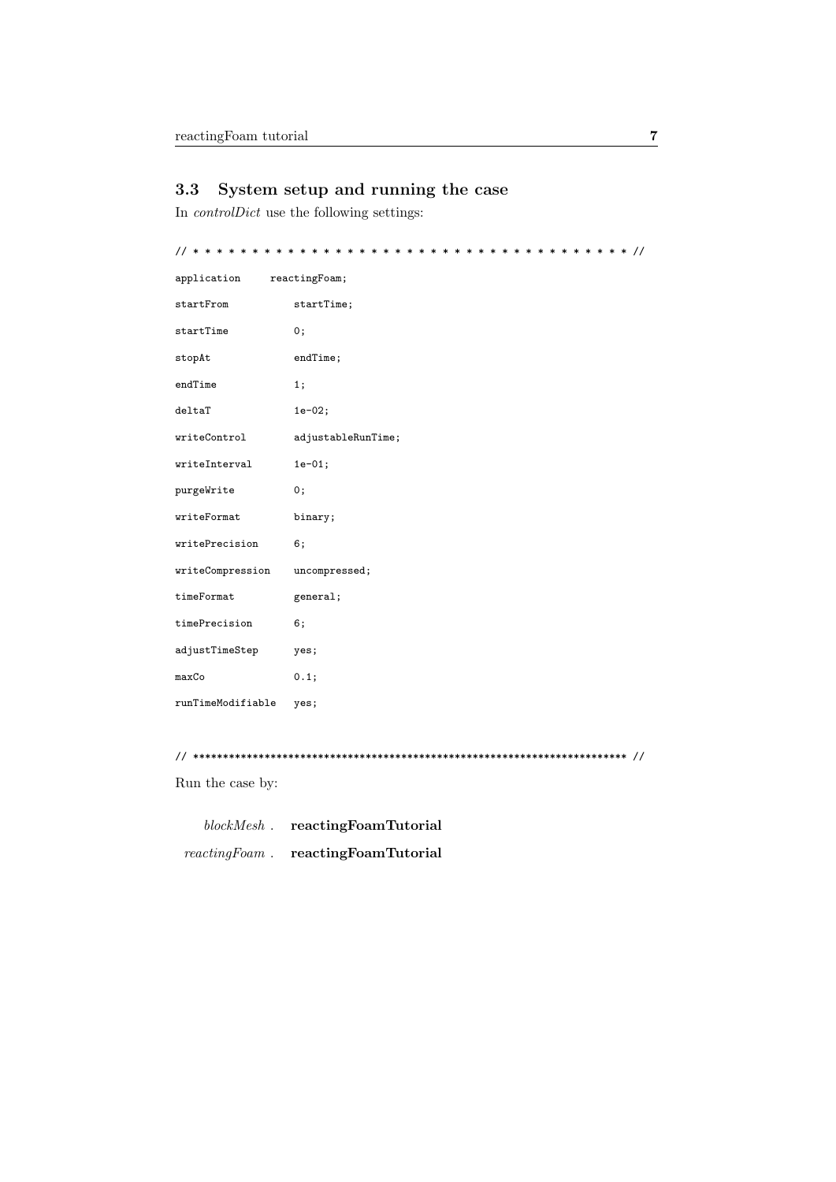### 3.3 System setup and running the case

In *controlDict* use the following settings:

```
// * * * * * * * * * * * * * * * * * * * * * * * * * * * * * * * * * * * * * //

application     reactingFoam;

startFrom           startTime;

startTime           0;

stopAt              endTime;

endTime             1;

deltaT              1e-02;

writeControl        adjustableRunTime;

writeInterval       1e-01;

purgeWrite          0;

writeFormat         binary;

writePrecision      6;

writeCompression    uncompressed;

timeFormat          general;

timePrecision       6;

adjustTimeStep      yes;

maxCo               0.1;

runTimeModifiable   yes;


// ************************************************************************* //
```

Run the case by:

*blockMesh* . **reactingFoamTutorial**

*reactingFoam* . **reactingFoamTutorial**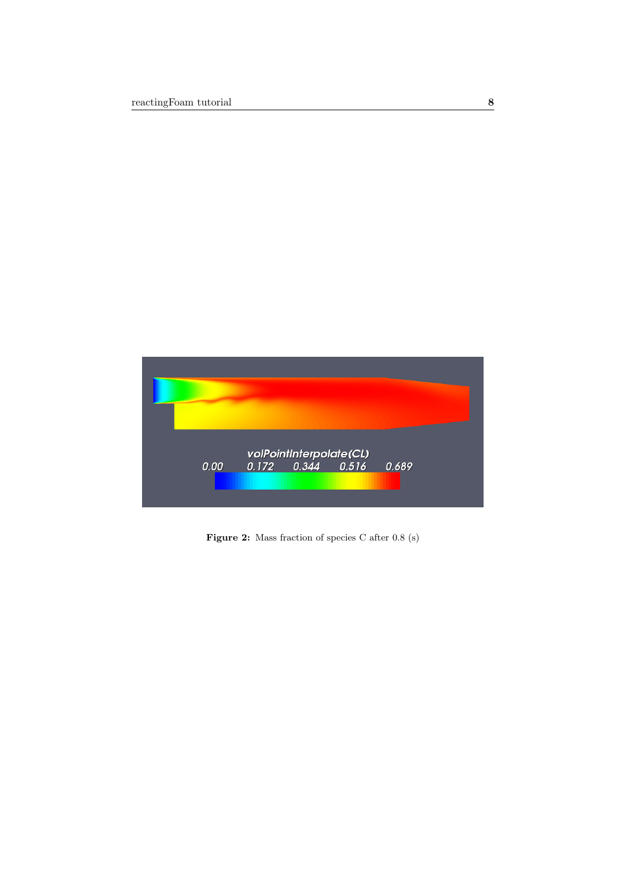volPointInterpolate(CL)

0.00 0.172 0.344 0.516 0.689

**Figure 2:** Mass fraction of species C after 0.8 (s)